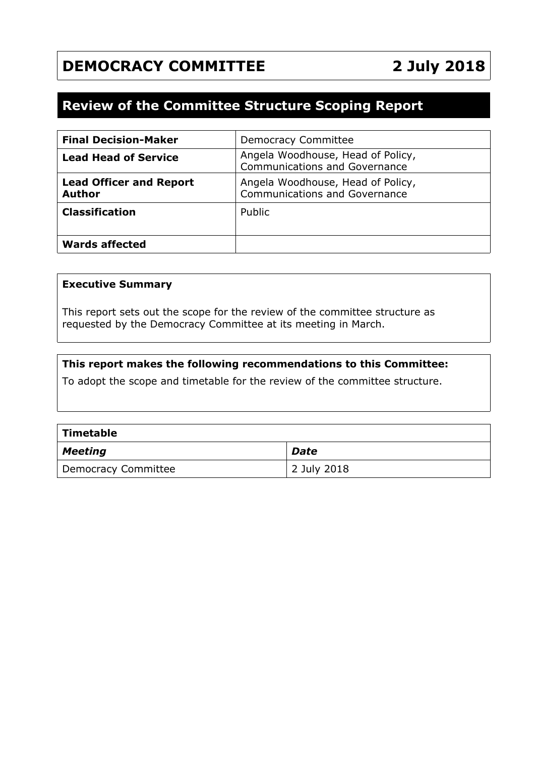# DEMOCRACY COMMITTEE 2 July 2018

## Review of the Committee Structure Scoping Report

| | |
|---|---|
| **Final Decision-Maker** | Democracy Committee |
| **Lead Head of Service** | Angela Woodhouse, Head of Policy, Communications and Governance |
| **Lead Officer and Report Author** | Angela Woodhouse, Head of Policy, Communications and Governance |
| **Classification** | Public |
| **Wards affected** | |

**Executive Summary**

This report sets out the scope for the review of the committee structure as requested by the Democracy Committee at its meeting in March.

**This report makes the following recommendations to this Committee:**

To adopt the scope and timetable for the review of the committee structure.

| **Timetable** | |
|---|---|
| ***Meeting*** | ***Date*** |
| Democracy Committee | 2 July 2018 |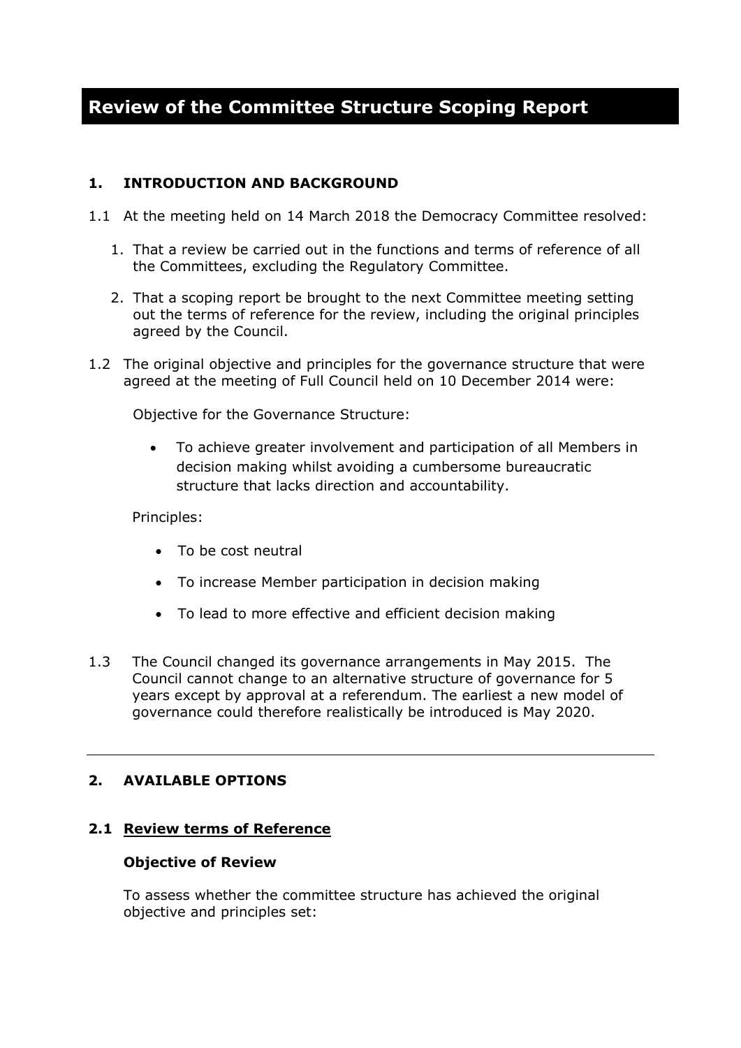# Review of the Committee Structure Scoping Report

## 1. INTRODUCTION AND BACKGROUND

1.1 At the meeting held on 14 March 2018 the Democracy Committee resolved:

1. That a review be carried out in the functions and terms of reference of all the Committees, excluding the Regulatory Committee.
2. That a scoping report be brought to the next Committee meeting setting out the terms of reference for the review, including the original principles agreed by the Council.

1.2 The original objective and principles for the governance structure that were agreed at the meeting of Full Council held on 10 December 2014 were:

Objective for the Governance Structure:

- To achieve greater involvement and participation of all Members in decision making whilst avoiding a cumbersome bureaucratic structure that lacks direction and accountability.

Principles:

- To be cost neutral
- To increase Member participation in decision making
- To lead to more effective and efficient decision making

1.3 The Council changed its governance arrangements in May 2015. The Council cannot change to an alternative structure of governance for 5 years except by approval at a referendum. The earliest a new model of governance could therefore realistically be introduced is May 2020.

---

## 2. AVAILABLE OPTIONS

### 2.1 Review terms of Reference

**Objective of Review**

To assess whether the committee structure has achieved the original objective and principles set: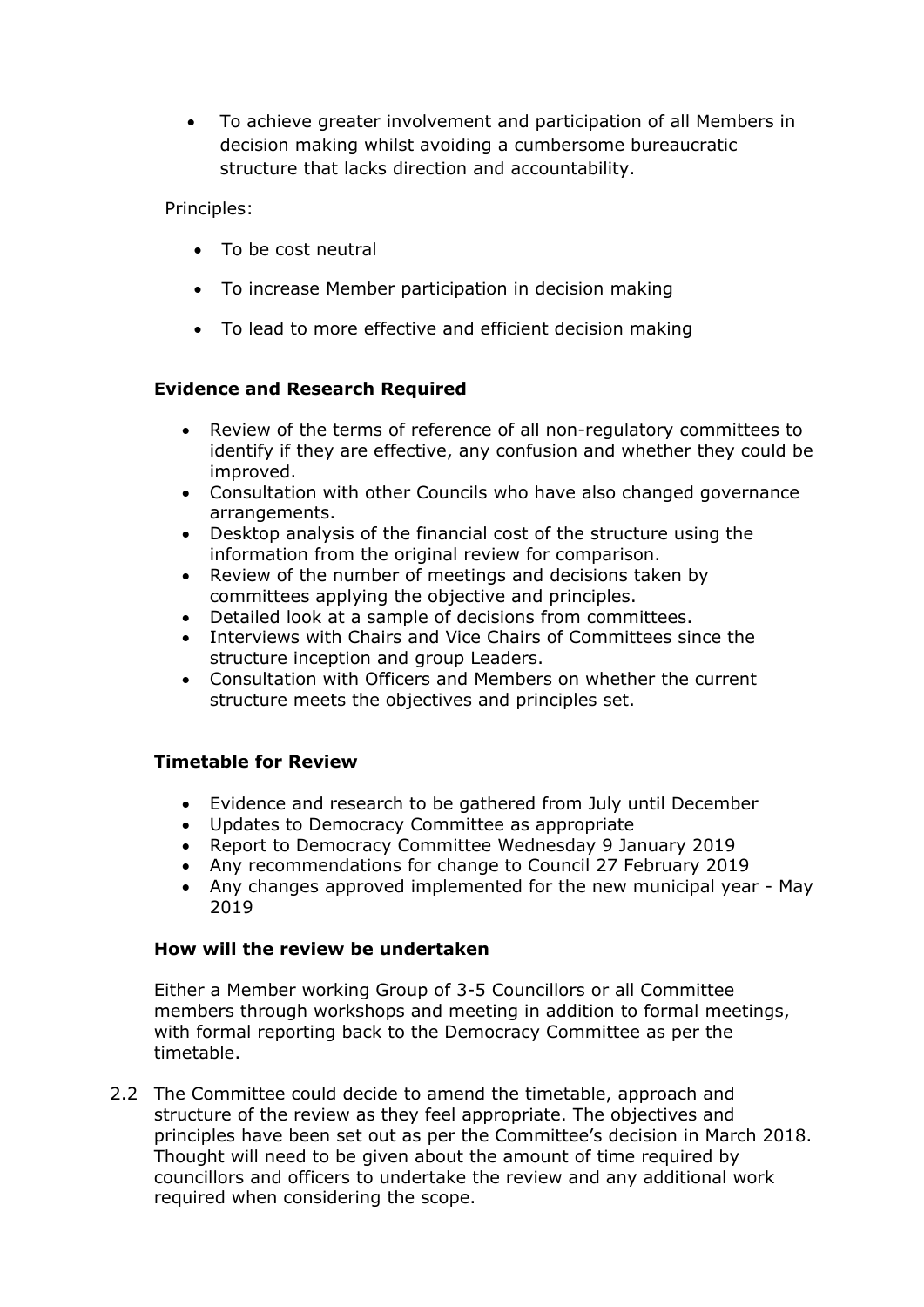- To achieve greater involvement and participation of all Members in decision making whilst avoiding a cumbersome bureaucratic structure that lacks direction and accountability.

Principles:

- To be cost neutral
- To increase Member participation in decision making
- To lead to more effective and efficient decision making

**Evidence and Research Required**

- Review of the terms of reference of all non-regulatory committees to identify if they are effective, any confusion and whether they could be improved.
- Consultation with other Councils who have also changed governance arrangements.
- Desktop analysis of the financial cost of the structure using the information from the original review for comparison.
- Review of the number of meetings and decisions taken by committees applying the objective and principles.
- Detailed look at a sample of decisions from committees.
- Interviews with Chairs and Vice Chairs of Committees since the structure inception and group Leaders.
- Consultation with Officers and Members on whether the current structure meets the objectives and principles set.

**Timetable for Review**

- Evidence and research to be gathered from July until December
- Updates to Democracy Committee as appropriate
- Report to Democracy Committee Wednesday 9 January 2019
- Any recommendations for change to Council 27 February 2019
- Any changes approved implemented for the new municipal year - May 2019

**How will the review be undertaken**

Either a Member working Group of 3-5 Councillors or all Committee members through workshops and meeting in addition to formal meetings, with formal reporting back to the Democracy Committee as per the timetable.

2.2 The Committee could decide to amend the timetable, approach and structure of the review as they feel appropriate. The objectives and principles have been set out as per the Committee's decision in March 2018. Thought will need to be given about the amount of time required by councillors and officers to undertake the review and any additional work required when considering the scope.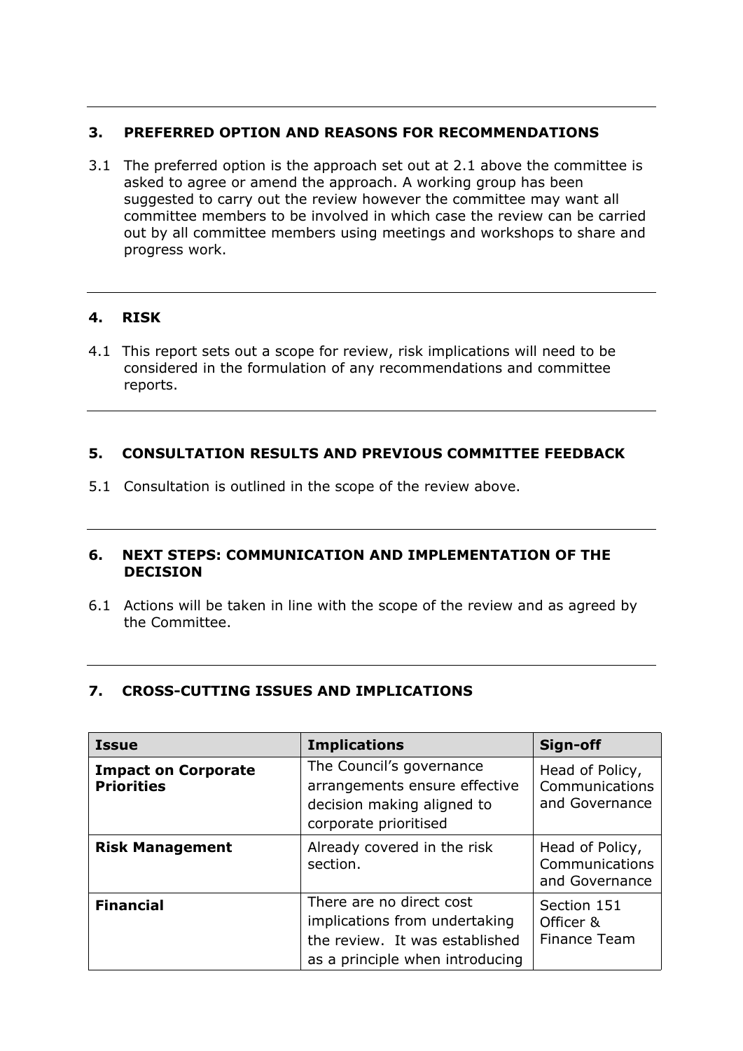## 3. PREFERRED OPTION AND REASONS FOR RECOMMENDATIONS

3.1 The preferred option is the approach set out at 2.1 above the committee is asked to agree or amend the approach. A working group has been suggested to carry out the review however the committee may want all committee members to be involved in which case the review can be carried out by all committee members using meetings and workshops to share and progress work.

## 4. RISK

4.1 This report sets out a scope for review, risk implications will need to be considered in the formulation of any recommendations and committee reports.

## 5. CONSULTATION RESULTS AND PREVIOUS COMMITTEE FEEDBACK

5.1 Consultation is outlined in the scope of the review above.

## 6. NEXT STEPS: COMMUNICATION AND IMPLEMENTATION OF THE DECISION

6.1 Actions will be taken in line with the scope of the review and as agreed by the Committee.

## 7. CROSS-CUTTING ISSUES AND IMPLICATIONS

| Issue | Implications | Sign-off |
|---|---|---|
| **Impact on Corporate Priorities** | The Council's governance arrangements ensure effective decision making aligned to corporate prioritised | Head of Policy, Communications and Governance |
| **Risk Management** | Already covered in the risk section. | Head of Policy, Communications and Governance |
| **Financial** | There are no direct cost implications from undertaking the review. It was established as a principle when introducing | Section 151 Officer & Finance Team |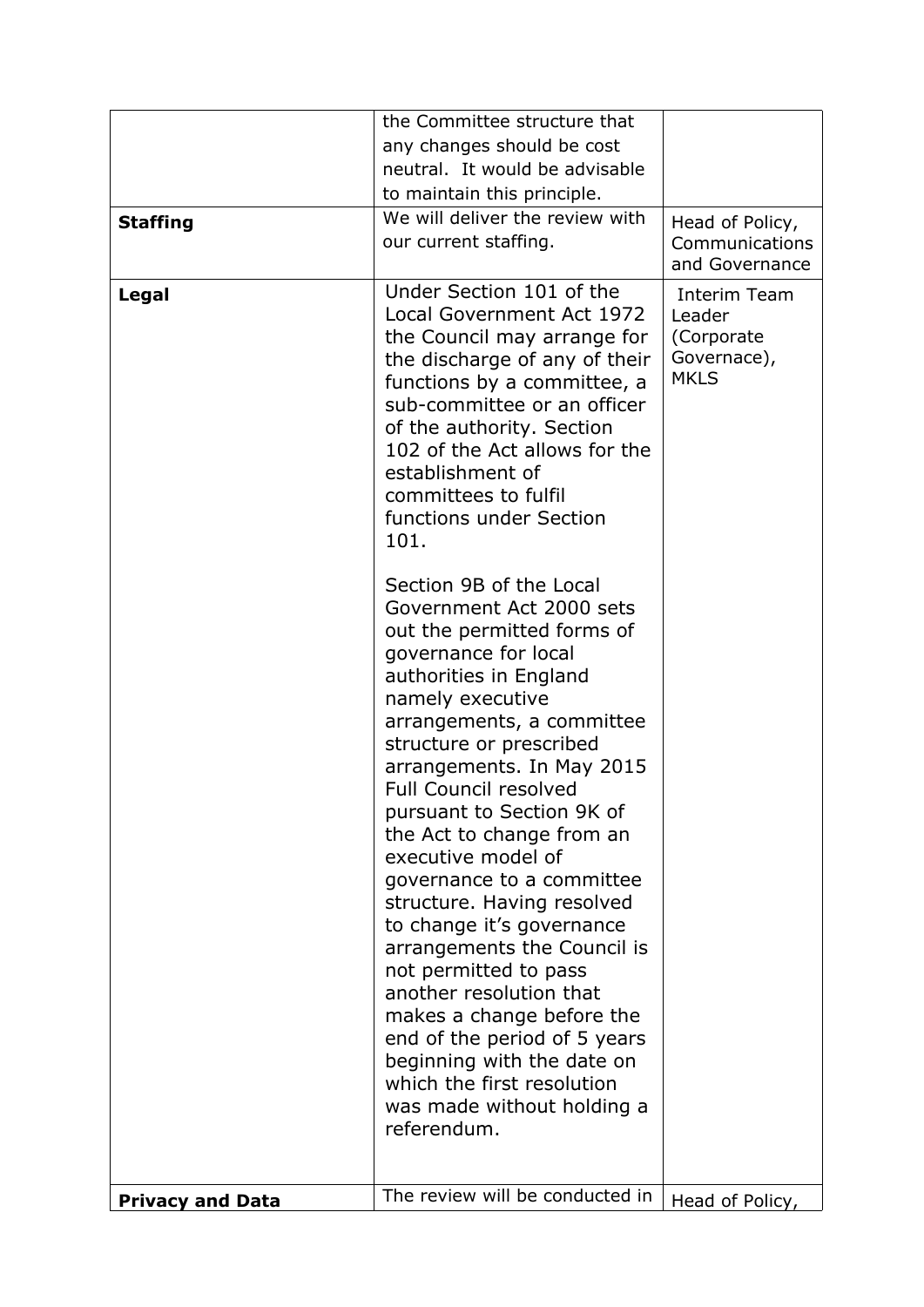| | | |
|---|---|---|
| | the Committee structure that any changes should be cost neutral. It would be advisable to maintain this principle. | |
| **Staffing** | We will deliver the review with our current staffing. | Head of Policy, Communications and Governance |
| **Legal** | Under Section 101 of the Local Government Act 1972 the Council may arrange for the discharge of any of their functions by a committee, a sub-committee or an officer of the authority. Section 102 of the Act allows for the establishment of committees to fulfil functions under Section 101.<br><br>Section 9B of the Local Government Act 2000 sets out the permitted forms of governance for local authorities in England namely executive arrangements, a committee structure or prescribed arrangements. In May 2015 Full Council resolved pursuant to Section 9K of the Act to change from an executive model of governance to a committee structure. Having resolved to change it's governance arrangements the Council is not permitted to pass another resolution that makes a change before the end of the period of 5 years beginning with the date on which the first resolution was made without holding a referendum. | Interim Team Leader (Corporate Governace), MKLS |
| **Privacy and Data** | The review will be conducted in | Head of Policy, |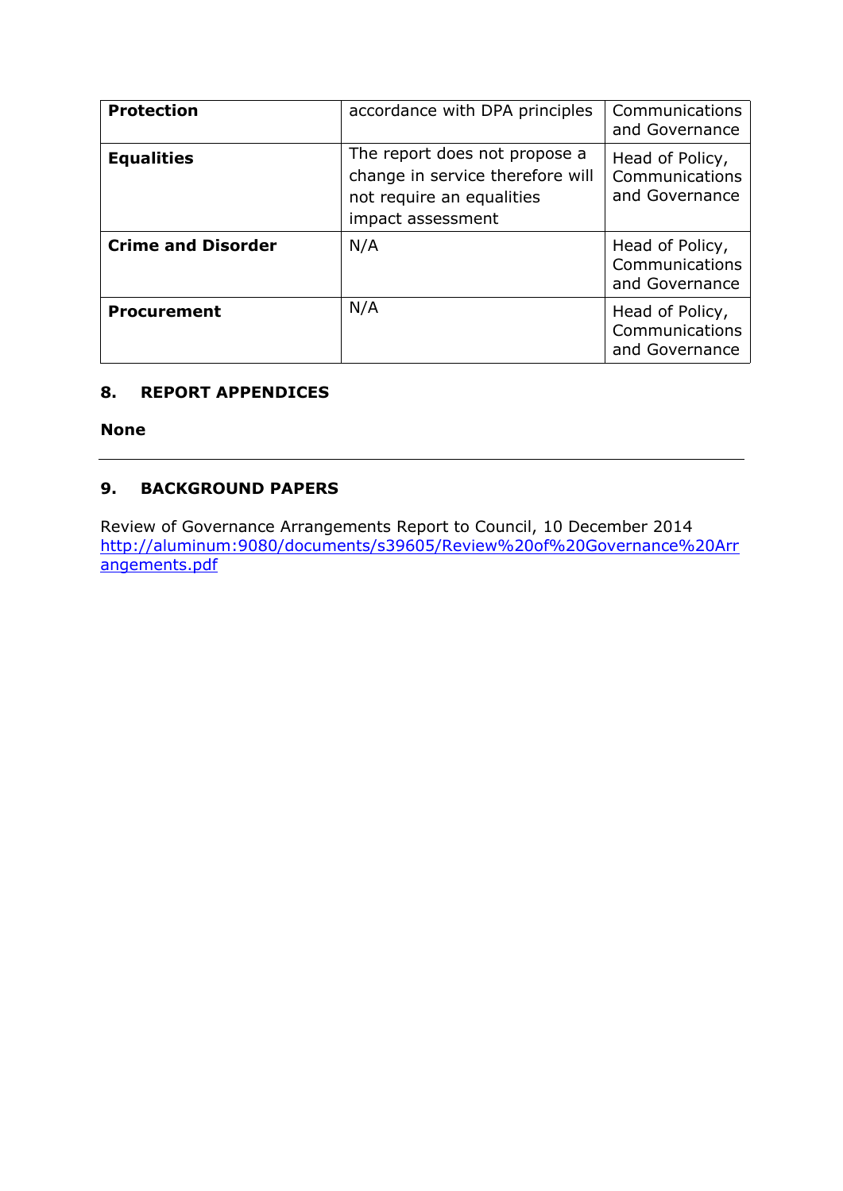| | | |
|---|---|---|
| **Protection** | accordance with DPA principles | Communications and Governance |
| **Equalities** | The report does not propose a change in service therefore will not require an equalities impact assessment | Head of Policy, Communications and Governance |
| **Crime and Disorder** | N/A | Head of Policy, Communications and Governance |
| **Procurement** | N/A | Head of Policy, Communications and Governance |

## 8. REPORT APPENDICES

**None**

---

## 9. BACKGROUND PAPERS

Review of Governance Arrangements Report to Council, 10 December 2014
[http://aluminum:9080/documents/s39605/Review%20of%20Governance%20Arrangements.pdf](http://aluminum:9080/documents/s39605/Review%20of%20Governance%20Arrangements.pdf)